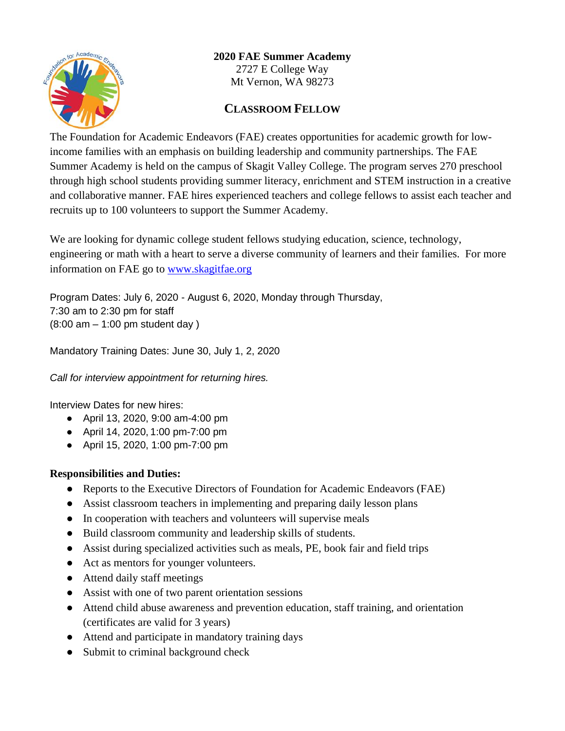**2020 FAE Summer Academy**
2727 E College Way
Mt Vernon, WA 98273

# CLASSROOM FELLOW

The Foundation for Academic Endeavors (FAE) creates opportunities for academic growth for low-income families with an emphasis on building leadership and community partnerships. The FAE Summer Academy is held on the campus of Skagit Valley College. The program serves 270 preschool through high school students providing summer literacy, enrichment and STEM instruction in a creative and collaborative manner. FAE hires experienced teachers and college fellows to assist each teacher and recruits up to 100 volunteers to support the Summer Academy.

We are looking for dynamic college student fellows studying education, science, technology, engineering or math with a heart to serve a diverse community of learners and their families. For more information on FAE go to [www.skagitfae.org](http://www.skagitfae.org)

Program Dates: July 6, 2020 - August 6, 2020, Monday through Thursday,
7:30 am to 2:30 pm for staff
(8:00 am – 1:00 pm student day )

Mandatory Training Dates: June 30, July 1, 2, 2020

*Call for interview appointment for returning hires.*

Interview Dates for new hires:

- April 13, 2020, 9:00 am-4:00 pm
- April 14, 2020, 1:00 pm-7:00 pm
- April 15, 2020, 1:00 pm-7:00 pm

**Responsibilities and Duties:**

- Reports to the Executive Directors of Foundation for Academic Endeavors (FAE)
- Assist classroom teachers in implementing and preparing daily lesson plans
- In cooperation with teachers and volunteers will supervise meals
- Build classroom community and leadership skills of students.
- Assist during specialized activities such as meals, PE, book fair and field trips
- Act as mentors for younger volunteers.
- Attend daily staff meetings
- Assist with one of two parent orientation sessions
- Attend child abuse awareness and prevention education, staff training, and orientation (certificates are valid for 3 years)
- Attend and participate in mandatory training days
- Submit to criminal background check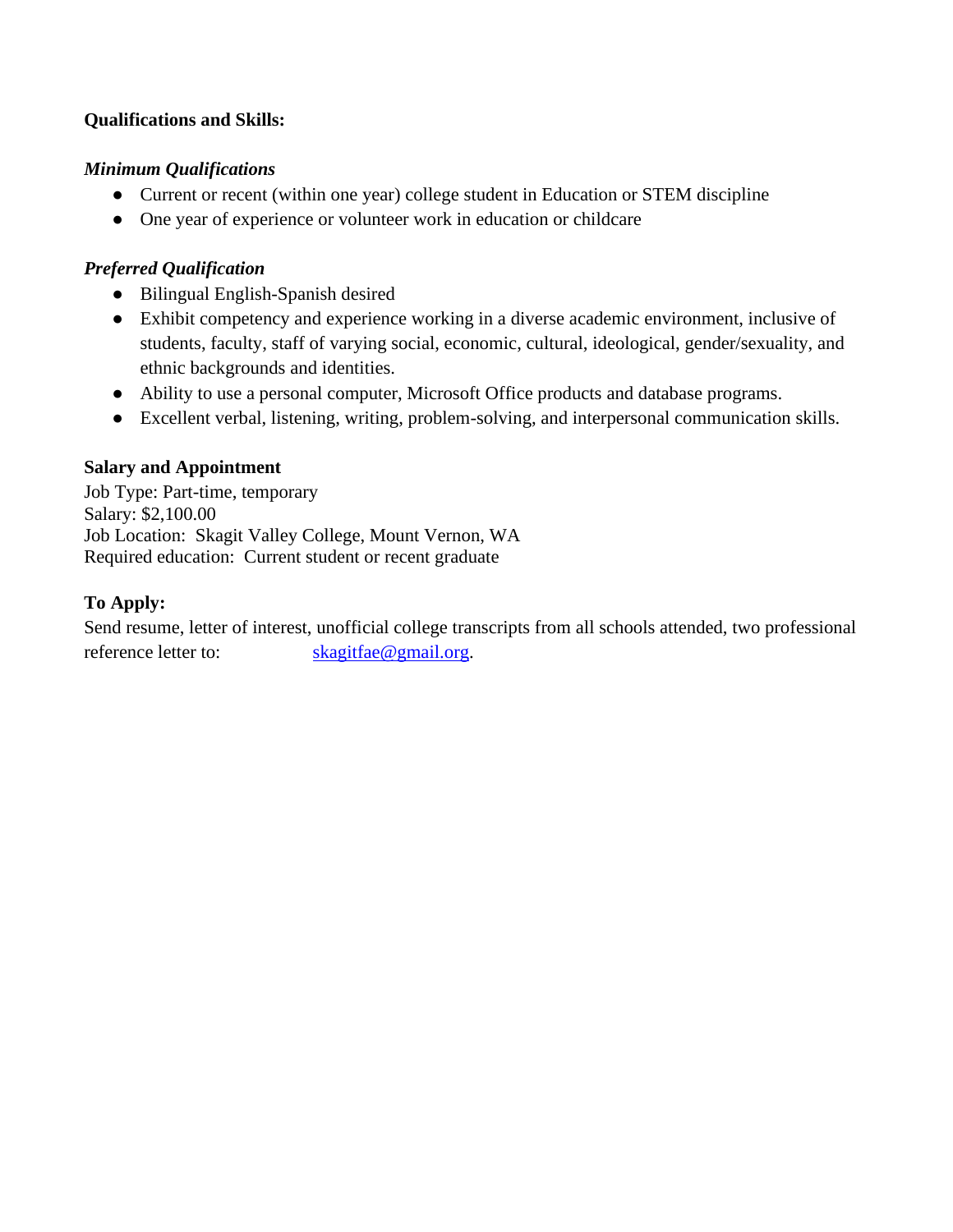**Qualifications and Skills:**

***Minimum Qualifications***

- Current or recent (within one year) college student in Education or STEM discipline
- One year of experience or volunteer work in education or childcare

***Preferred Qualification***

- Bilingual English-Spanish desired
- Exhibit competency and experience working in a diverse academic environment, inclusive of students, faculty, staff of varying social, economic, cultural, ideological, gender/sexuality, and ethnic backgrounds and identities.
- Ability to use a personal computer, Microsoft Office products and database programs.
- Excellent verbal, listening, writing, problem-solving, and interpersonal communication skills.

**Salary and Appointment**

Job Type: Part-time, temporary
Salary: $2,100.00
Job Location: Skagit Valley College, Mount Vernon, WA
Required education: Current student or recent graduate

**To Apply:**

Send resume, letter of interest, unofficial college transcripts from all schools attended, two professional reference letter to: skagitfae@gmail.org.